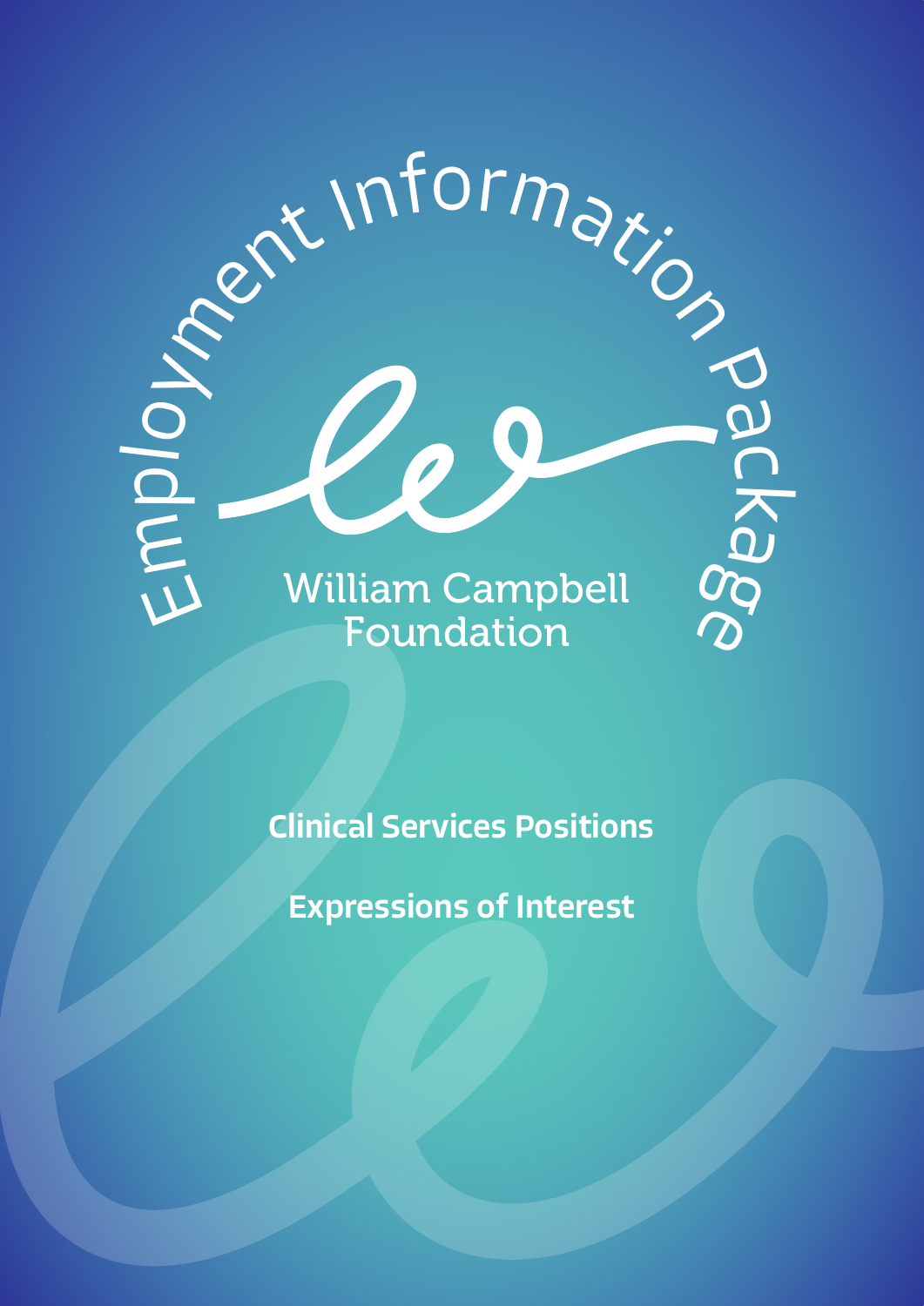# Employment Information Package

William Campbell Foundation

**Clinical Services Positions**

**Expressions of Interest**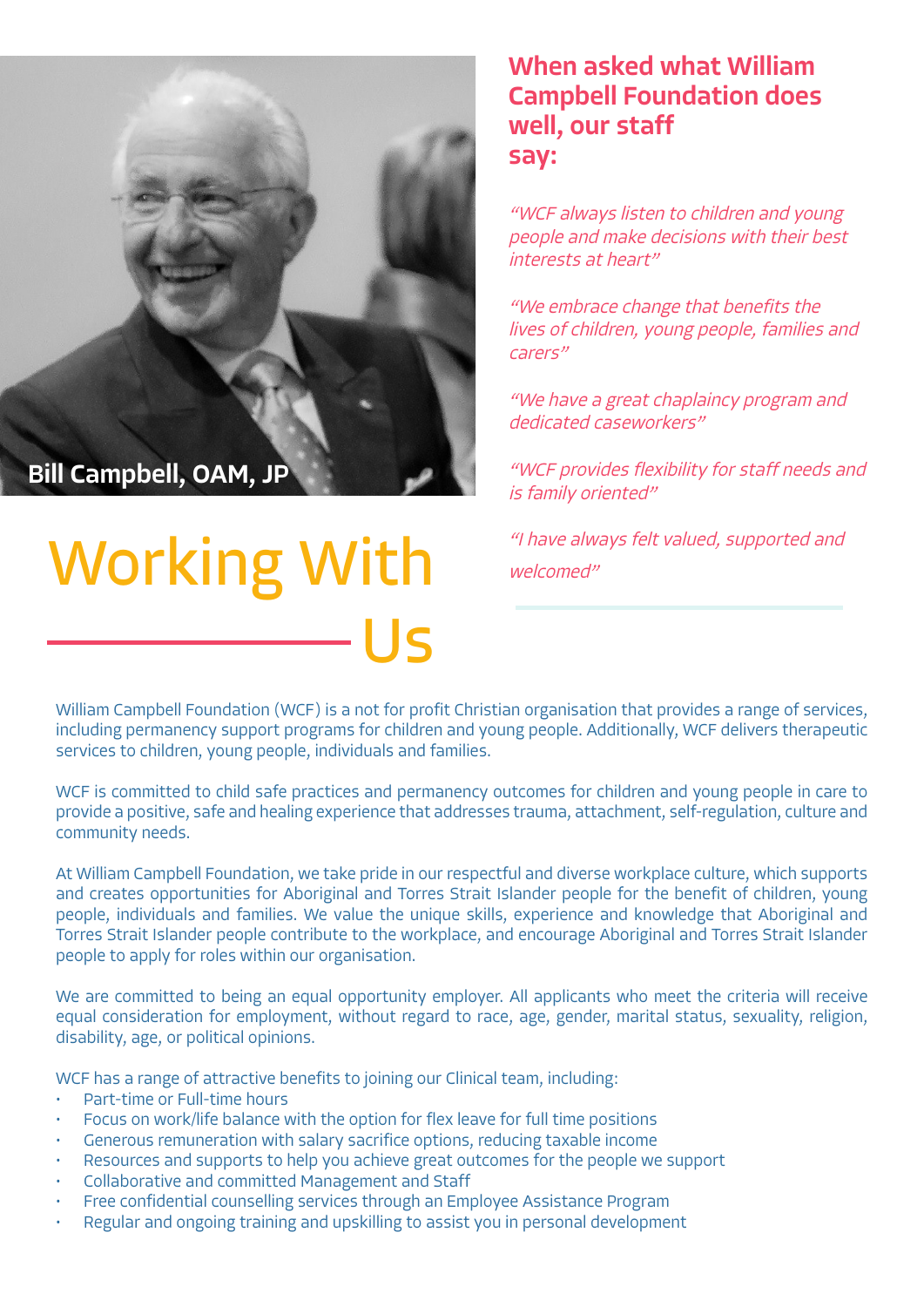Bill Campbell, OAM, JP

# Working With Us

## When asked what William Campbell Foundation does well, our staff say:

*“WCF always listen to children and young people and make decisions with their best interests at heart”*

*“We embrace change that benefits the lives of children, young people, families and carers”*

*“We have a great chaplaincy program and dedicated caseworkers”*

*“WCF provides flexibility for staff needs and is family oriented”*

*“I have always felt valued, supported and welcomed”*

William Campbell Foundation (WCF) is a not for profit Christian organisation that provides a range of services, including permanency support programs for children and young people. Additionally, WCF delivers therapeutic services to children, young people, individuals and families.

WCF is committed to child safe practices and permanency outcomes for children and young people in care to provide a positive, safe and healing experience that addresses trauma, attachment, self-regulation, culture and community needs.

At William Campbell Foundation, we take pride in our respectful and diverse workplace culture, which supports and creates opportunities for Aboriginal and Torres Strait Islander people for the benefit of children, young people, individuals and families. We value the unique skills, experience and knowledge that Aboriginal and Torres Strait Islander people contribute to the workplace, and encourage Aboriginal and Torres Strait Islander people to apply for roles within our organisation.

We are committed to being an equal opportunity employer. All applicants who meet the criteria will receive equal consideration for employment, without regard to race, age, gender, marital status, sexuality, religion, disability, age, or political opinions.

WCF has a range of attractive benefits to joining our Clinical team, including:

- Part-time or Full-time hours
- Focus on work/life balance with the option for flex leave for full time positions
- Generous remuneration with salary sacrifice options, reducing taxable income
- Resources and supports to help you achieve great outcomes for the people we support
- Collaborative and committed Management and Staff
- Free confidential counselling services through an Employee Assistance Program
- Regular and ongoing training and upskilling to assist you in personal development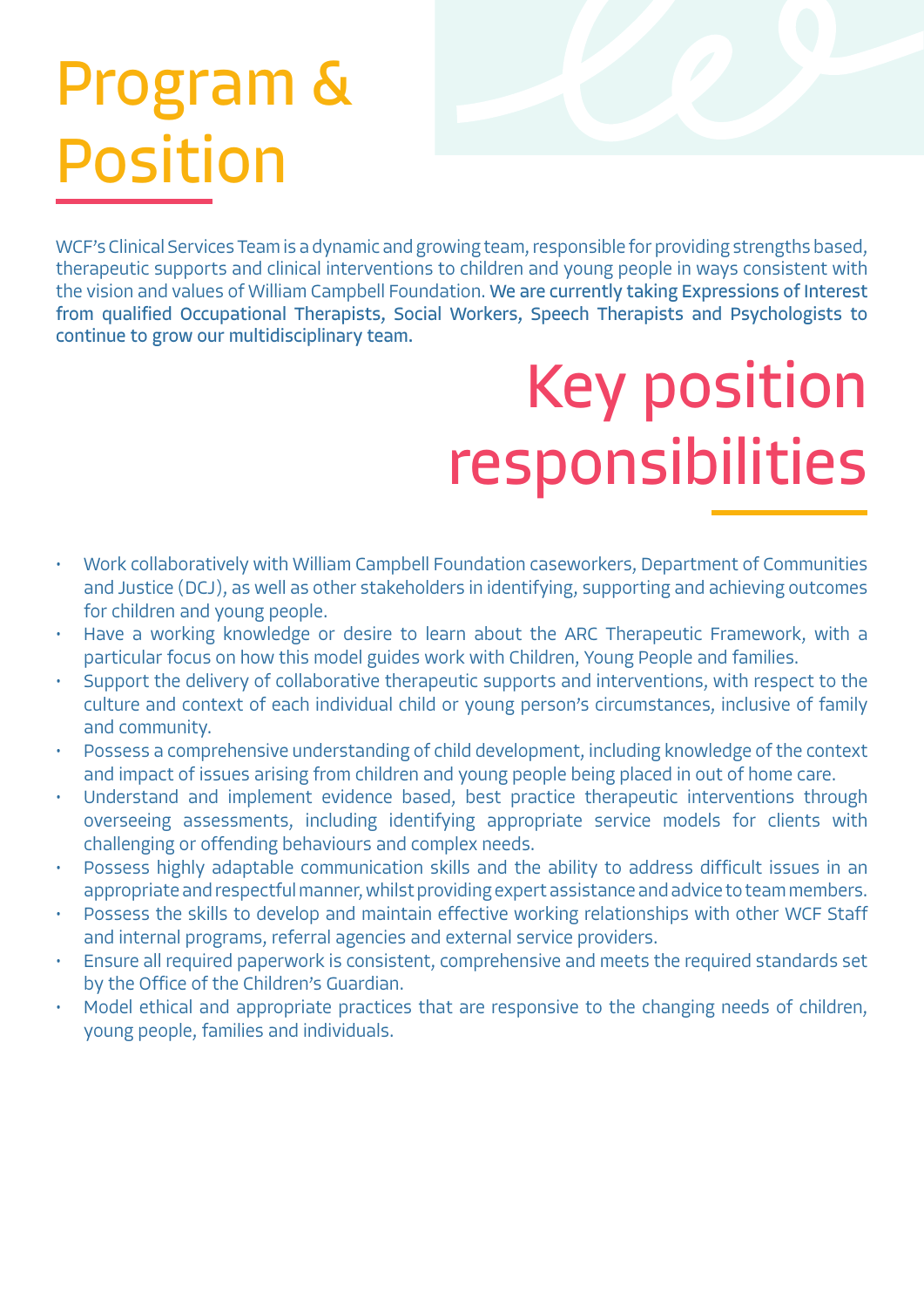# Program & Position

WCF's Clinical Services Team is a dynamic and growing team, responsible for providing strengths based, therapeutic supports and clinical interventions to children and young people in ways consistent with the vision and values of William Campbell Foundation. **We are currently taking Expressions of Interest from qualified Occupational Therapists, Social Workers, Speech Therapists and Psychologists to continue to grow our multidisciplinary team.**

# Key position responsibilities

- Work collaboratively with William Campbell Foundation caseworkers, Department of Communities and Justice (DCJ), as well as other stakeholders in identifying, supporting and achieving outcomes for children and young people.
- Have a working knowledge or desire to learn about the ARC Therapeutic Framework, with a particular focus on how this model guides work with Children, Young People and families.
- Support the delivery of collaborative therapeutic supports and interventions, with respect to the culture and context of each individual child or young person's circumstances, inclusive of family and community.
- Possess a comprehensive understanding of child development, including knowledge of the context and impact of issues arising from children and young people being placed in out of home care.
- Understand and implement evidence based, best practice therapeutic interventions through overseeing assessments, including identifying appropriate service models for clients with challenging or offending behaviours and complex needs.
- Possess highly adaptable communication skills and the ability to address difficult issues in an appropriate and respectful manner, whilst providing expert assistance and advice to team members.
- Possess the skills to develop and maintain effective working relationships with other WCF Staff and internal programs, referral agencies and external service providers.
- Ensure all required paperwork is consistent, comprehensive and meets the required standards set by the Office of the Children's Guardian.
- Model ethical and appropriate practices that are responsive to the changing needs of children, young people, families and individuals.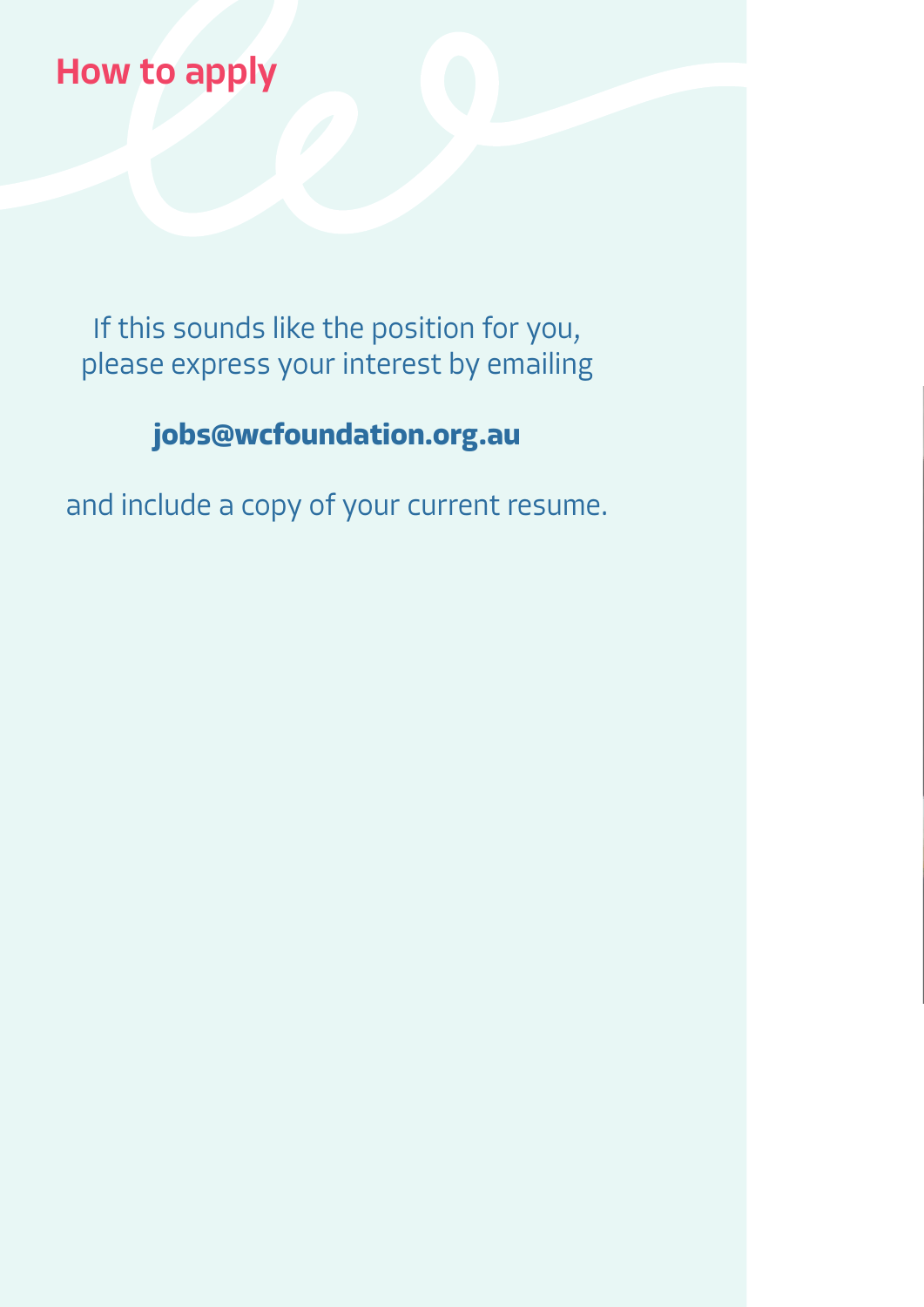## How to apply

If this sounds like the position for you, please express your interest by emailing

**jobs@wcfoundation.org.au**

and include a copy of your current resume.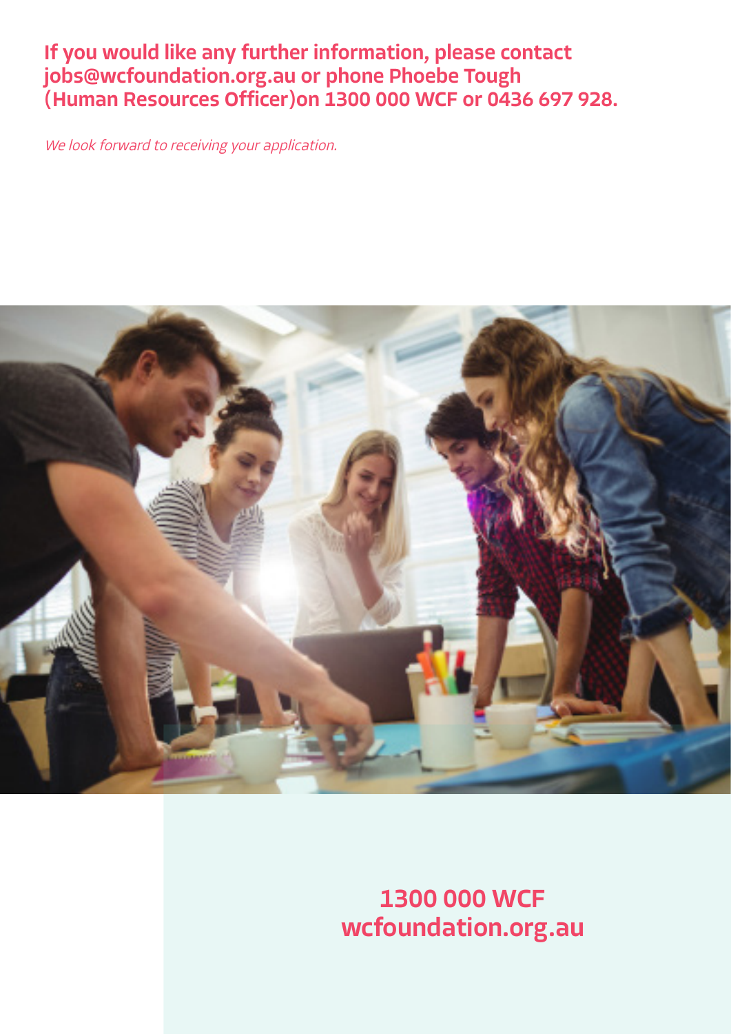**If you would like any further information, please contact jobs@wcfoundation.org.au or phone Phoebe Tough (Human Resources Officer)on 1300 000 WCF or 0436 697 928.**

*We look forward to receiving your application.*

**1300 000 WCF**
**wcfoundation.org.au**